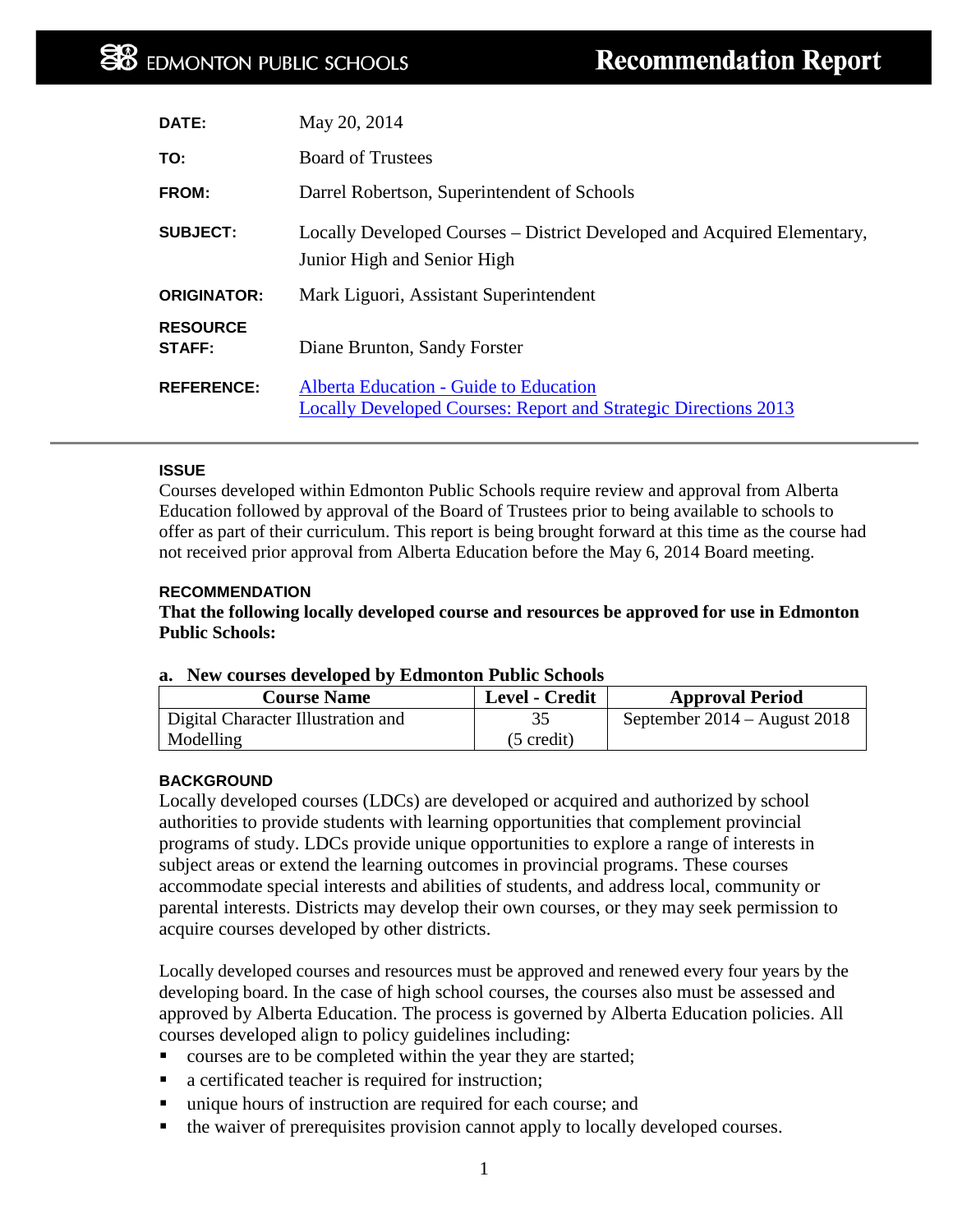# EDMONTON PUBLIC SCHOOLS — Recommendation Report

**DATE:** May 20, 2014

**TO:** Board of Trustees

**FROM:** Darrel Robertson, Superintendent of Schools

**SUBJECT:** Locally Developed Courses – District Developed and Acquired Elementary, Junior High and Senior High

**ORIGINATOR:** Mark Liguori, Assistant Superintendent

**RESOURCE STAFF:** Diane Brunton, Sandy Forster

**REFERENCE:** Alberta Education - Guide to Education
Locally Developed Courses: Report and Strategic Directions 2013

---

## ISSUE

Courses developed within Edmonton Public Schools require review and approval from Alberta Education followed by approval of the Board of Trustees prior to being available to schools to offer as part of their curriculum. This report is being brought forward at this time as the course had not received prior approval from Alberta Education before the May 6, 2014 Board meeting.

## RECOMMENDATION

**That the following locally developed course and resources be approved for use in Edmonton Public Schools:**

**a. New courses developed by Edmonton Public Schools**

| Course Name | Level - Credit | Approval Period |
|---|---|---|
| Digital Character Illustration and Modelling | 35 (5 credit) | September 2014 – August 2018 |

## BACKGROUND

Locally developed courses (LDCs) are developed or acquired and authorized by school authorities to provide students with learning opportunities that complement provincial programs of study. LDCs provide unique opportunities to explore a range of interests in subject areas or extend the learning outcomes in provincial programs. These courses accommodate special interests and abilities of students, and address local, community or parental interests. Districts may develop their own courses, or they may seek permission to acquire courses developed by other districts.

Locally developed courses and resources must be approved and renewed every four years by the developing board. In the case of high school courses, the courses also must be assessed and approved by Alberta Education. The process is governed by Alberta Education policies. All courses developed align to policy guidelines including:

- courses are to be completed within the year they are started;
- a certificated teacher is required for instruction;
- unique hours of instruction are required for each course; and
- the waiver of prerequisites provision cannot apply to locally developed courses.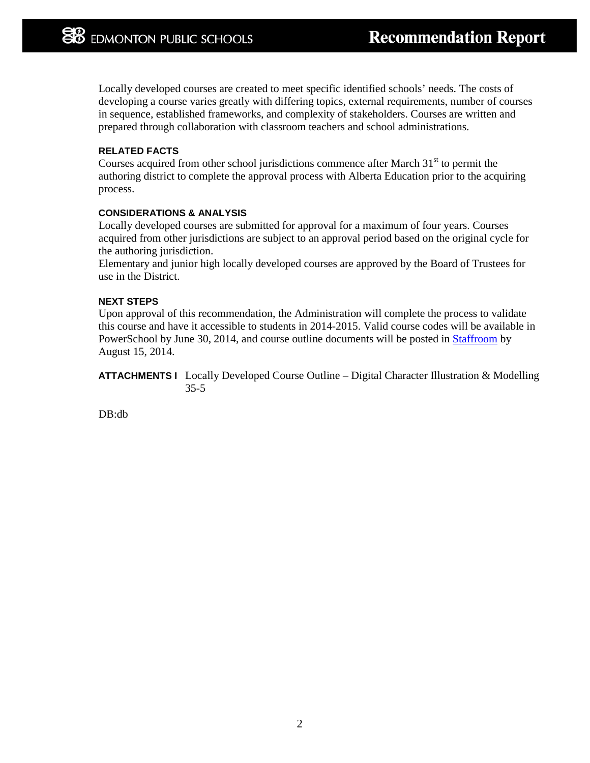Locally developed courses are created to meet specific identified schools' needs. The costs of developing a course varies greatly with differing topics, external requirements, number of courses in sequence, established frameworks, and complexity of stakeholders. Courses are written and prepared through collaboration with classroom teachers and school administrations.

**RELATED FACTS**

Courses acquired from other school jurisdictions commence after March 31st to permit the authoring district to complete the approval process with Alberta Education prior to the acquiring process.

**CONSIDERATIONS & ANALYSIS**

Locally developed courses are submitted for approval for a maximum of four years. Courses acquired from other jurisdictions are subject to an approval period based on the original cycle for the authoring jurisdiction.

Elementary and junior high locally developed courses are approved by the Board of Trustees for use in the District.

**NEXT STEPS**

Upon approval of this recommendation, the Administration will complete the process to validate this course and have it accessible to students in 2014-2015. Valid course codes will be available in PowerSchool by June 30, 2014, and course outline documents will be posted in Staffroom by August 15, 2014.

**ATTACHMENTS I** Locally Developed Course Outline – Digital Character Illustration & Modelling 35-5

DB:db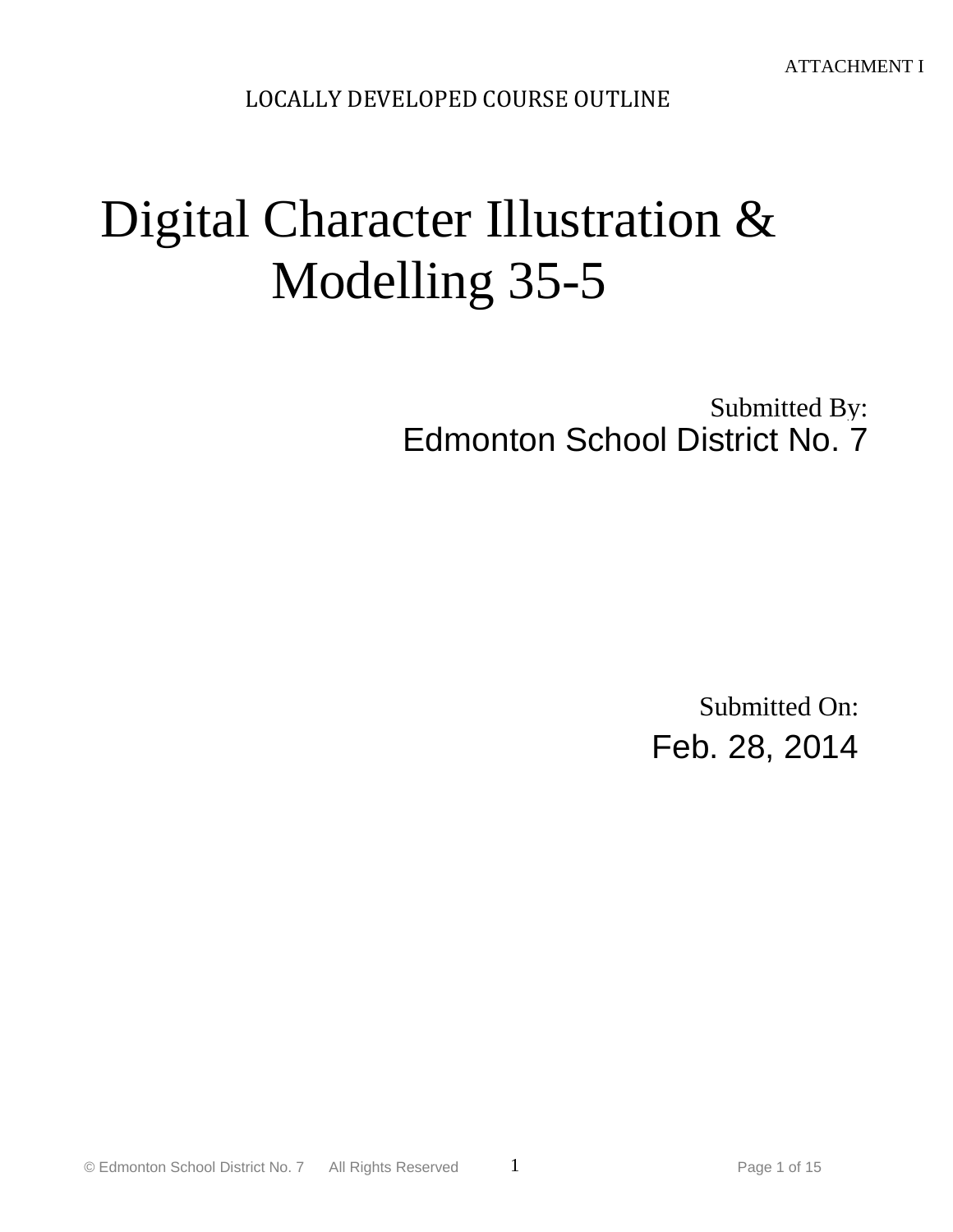ATTACHMENT I

LOCALLY DEVELOPED COURSE OUTLINE

# Digital Character Illustration & Modelling 35-5

Submitted By:
Edmonton School District No. 7

Submitted On:
Feb. 28, 2014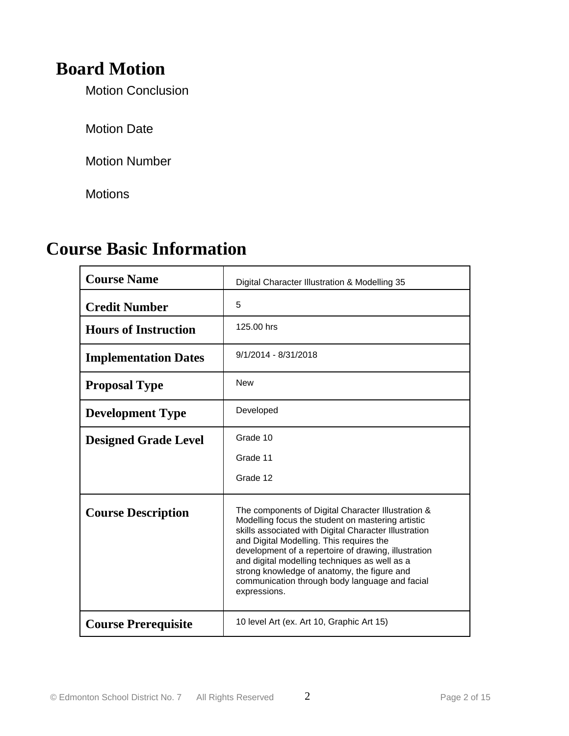# Board Motion

Motion Conclusion

Motion Date

Motion Number

Motions

# Course Basic Information

| | |
|---|---|
| **Course Name** | Digital Character Illustration & Modelling 35 |
| **Credit Number** | 5 |
| **Hours of Instruction** | 125.00 hrs |
| **Implementation Dates** | 9/1/2014 - 8/31/2018 |
| **Proposal Type** | New |
| **Development Type** | Developed |
| **Designed Grade Level** | Grade 10<br>Grade 11<br>Grade 12 |
| **Course Description** | The components of Digital Character Illustration & Modelling focus the student on mastering artistic skills associated with Digital Character Illustration and Digital Modelling. This requires the development of a repertoire of drawing, illustration and digital modelling techniques as well as a strong knowledge of anatomy, the figure and communication through body language and facial expressions. |
| **Course Prerequisite** | 10 level Art (ex. Art 10, Graphic Art 15) |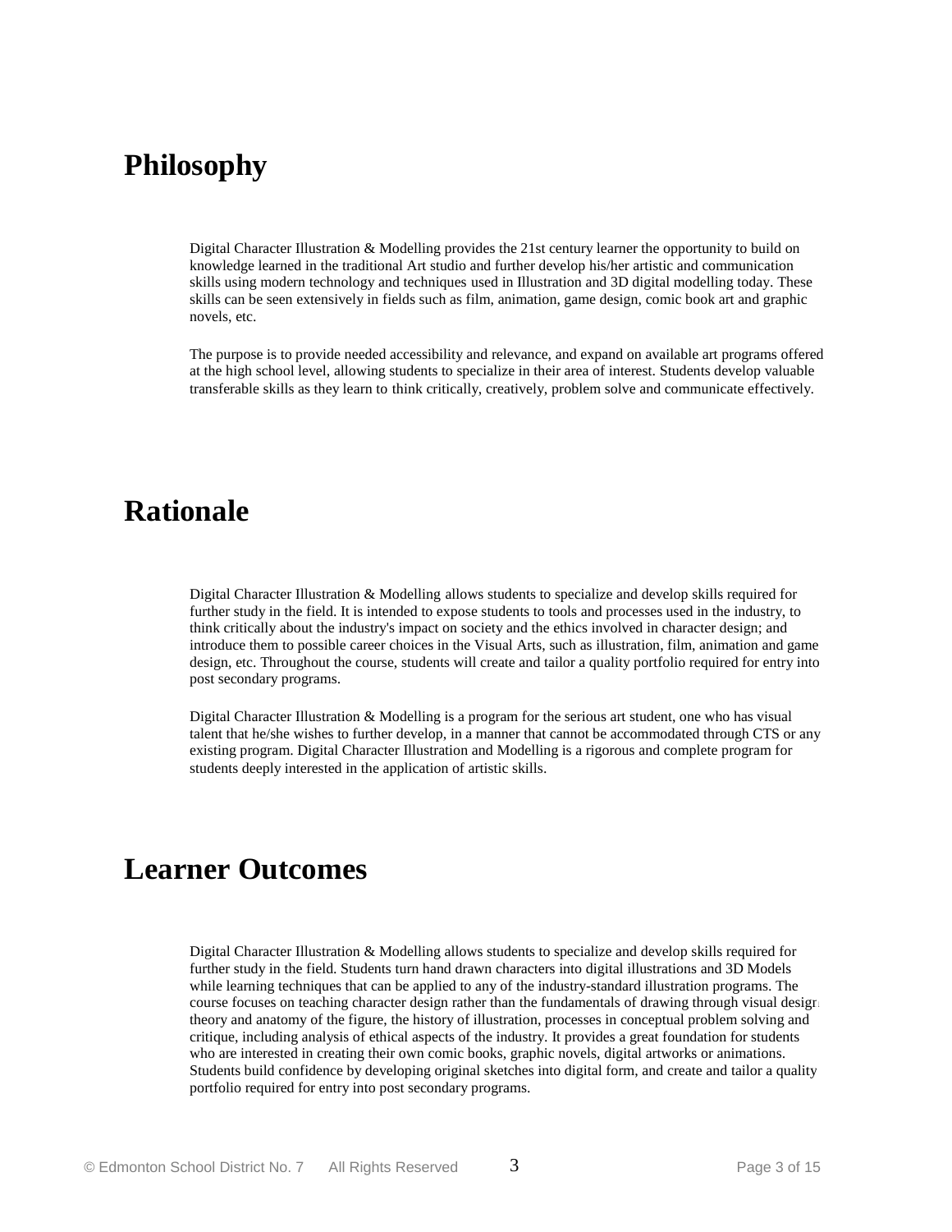# Philosophy

Digital Character Illustration & Modelling provides the 21st century learner the opportunity to build on knowledge learned in the traditional Art studio and further develop his/her artistic and communication skills using modern technology and techniques used in Illustration and 3D digital modelling today. These skills can be seen extensively in fields such as film, animation, game design, comic book art and graphic novels, etc.

The purpose is to provide needed accessibility and relevance, and expand on available art programs offered at the high school level, allowing students to specialize in their area of interest. Students develop valuable transferable skills as they learn to think critically, creatively, problem solve and communicate effectively.

# Rationale

Digital Character Illustration & Modelling allows students to specialize and develop skills required for further study in the field. It is intended to expose students to tools and processes used in the industry, to think critically about the industry's impact on society and the ethics involved in character design; and introduce them to possible career choices in the Visual Arts, such as illustration, film, animation and game design, etc. Throughout the course, students will create and tailor a quality portfolio required for entry into post secondary programs.

Digital Character Illustration & Modelling is a program for the serious art student, one who has visual talent that he/she wishes to further develop, in a manner that cannot be accommodated through CTS or any existing program. Digital Character Illustration and Modelling is a rigorous and complete program for students deeply interested in the application of artistic skills.

# Learner Outcomes

Digital Character Illustration & Modelling allows students to specialize and develop skills required for further study in the field. Students turn hand drawn characters into digital illustrations and 3D Models while learning techniques that can be applied to any of the industry-standard illustration programs. The course focuses on teaching character design rather than the fundamentals of drawing through visual design theory and anatomy of the figure, the history of illustration, processes in conceptual problem solving and critique, including analysis of ethical aspects of the industry. It provides a great foundation for students who are interested in creating their own comic books, graphic novels, digital artworks or animations. Students build confidence by developing original sketches into digital form, and create and tailor a quality portfolio required for entry into post secondary programs.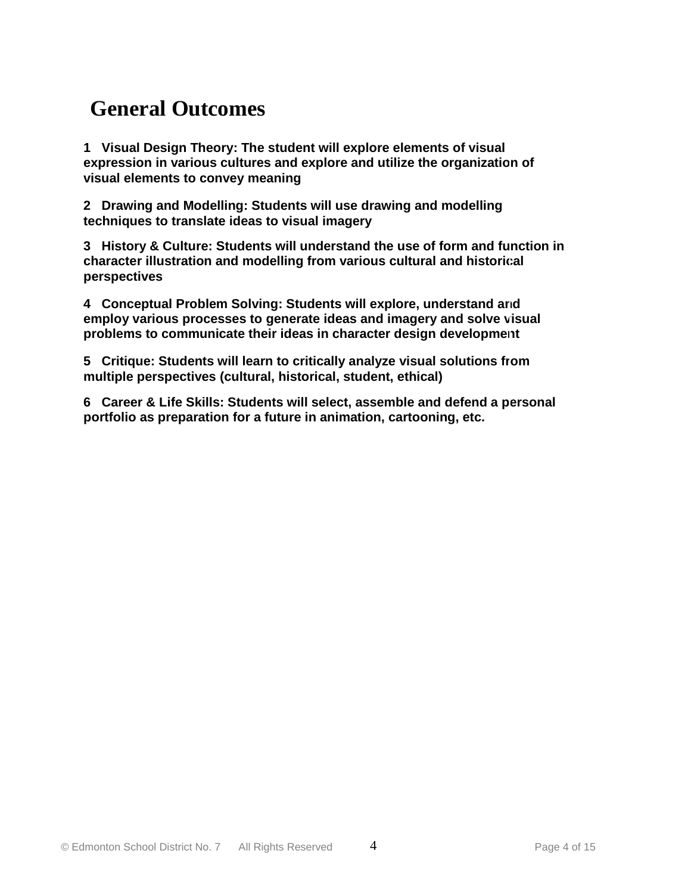# General Outcomes

**1 Visual Design Theory: The student will explore elements of visual expression in various cultures and explore and utilize the organization of visual elements to convey meaning**

**2 Drawing and Modelling: Students will use drawing and modelling techniques to translate ideas to visual imagery**

**3 History & Culture: Students will understand the use of form and function in character illustration and modelling from various cultural and historical perspectives**

**4 Conceptual Problem Solving: Students will explore, understand and employ various processes to generate ideas and imagery and solve visual problems to communicate their ideas in character design development**

**5 Critique: Students will learn to critically analyze visual solutions from multiple perspectives (cultural, historical, student, ethical)**

**6 Career & Life Skills: Students will select, assemble and defend a personal portfolio as preparation for a future in animation, cartooning, etc.**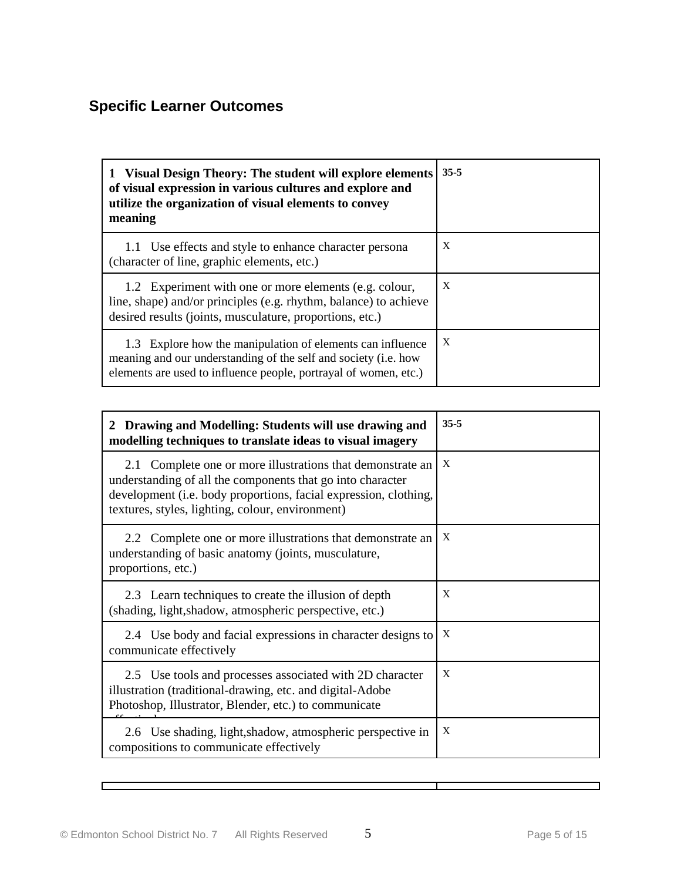## Specific Learner Outcomes

| 1 Visual Design Theory: The student will explore elements of visual expression in various cultures and explore and utilize the organization of visual elements to convey meaning | 35-5 |
|---|---|
| 1.1 Use effects and style to enhance character persona (character of line, graphic elements, etc.) | X |
| 1.2 Experiment with one or more elements (e.g. colour, line, shape) and/or principles (e.g. rhythm, balance) to achieve desired results (joints, musculature, proportions, etc.) | X |
| 1.3 Explore how the manipulation of elements can influence meaning and our understanding of the self and society (i.e. how elements are used to influence people, portrayal of women, etc.) | X |

| 2 Drawing and Modelling: Students will use drawing and modelling techniques to translate ideas to visual imagery | 35-5 |
|---|---|
| 2.1 Complete one or more illustrations that demonstrate an understanding of all the components that go into character development (i.e. body proportions, facial expression, clothing, textures, styles, lighting, colour, environment) | X |
| 2.2 Complete one or more illustrations that demonstrate an understanding of basic anatomy (joints, musculature, proportions, etc.) | X |
| 2.3 Learn techniques to create the illusion of depth (shading, light,shadow, atmospheric perspective, etc.) | X |
| 2.4 Use body and facial expressions in character designs to communicate effectively | X |
| 2.5 Use tools and processes associated with 2D character illustration (traditional-drawing, etc. and digital-Adobe Photoshop, Illustrator, Blender, etc.) to communicate effectively | X |
| 2.6 Use shading, light,shadow, atmospheric perspective in compositions to communicate effectively | X |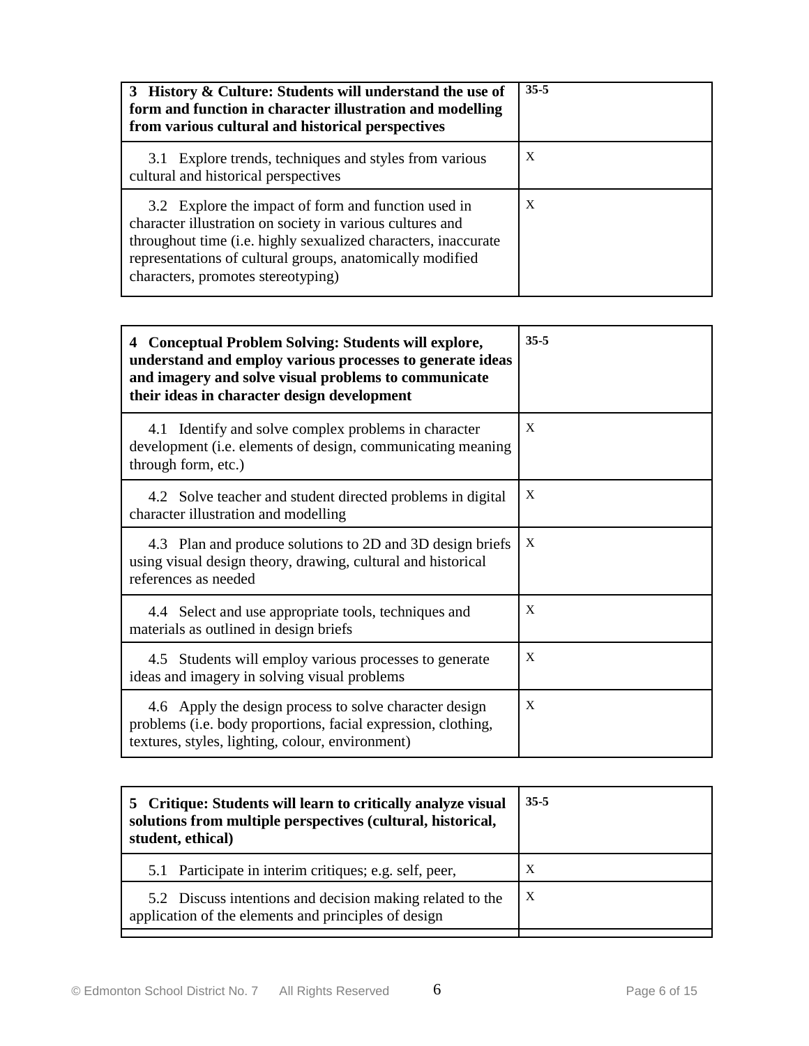| 3 History & Culture: Students will understand the use of form and function in character illustration and modelling from various cultural and historical perspectives | 35-5 |
| --- | --- |
| 3.1 Explore trends, techniques and styles from various cultural and historical perspectives | X |
| 3.2 Explore the impact of form and function used in character illustration on society in various cultures and throughout time (i.e. highly sexualized characters, inaccurate representations of cultural groups, anatomically modified characters, promotes stereotyping) | X |

| 4 Conceptual Problem Solving: Students will explore, understand and employ various processes to generate ideas and imagery and solve visual problems to communicate their ideas in character design development | 35-5 |
| --- | --- |
| 4.1 Identify and solve complex problems in character development (i.e. elements of design, communicating meaning through form, etc.) | X |
| 4.2 Solve teacher and student directed problems in digital character illustration and modelling | X |
| 4.3 Plan and produce solutions to 2D and 3D design briefs using visual design theory, drawing, cultural and historical references as needed | X |
| 4.4 Select and use appropriate tools, techniques and materials as outlined in design briefs | X |
| 4.5 Students will employ various processes to generate ideas and imagery in solving visual problems | X |
| 4.6 Apply the design process to solve character design problems (i.e. body proportions, facial expression, clothing, textures, styles, lighting, colour, environment) | X |

| 5 Critique: Students will learn to critically analyze visual solutions from multiple perspectives (cultural, historical, student, ethical) | 35-5 |
| --- | --- |
| 5.1 Participate in interim critiques; e.g. self, peer, | X |
| 5.2 Discuss intentions and decision making related to the application of the elements and principles of design | X |
| | |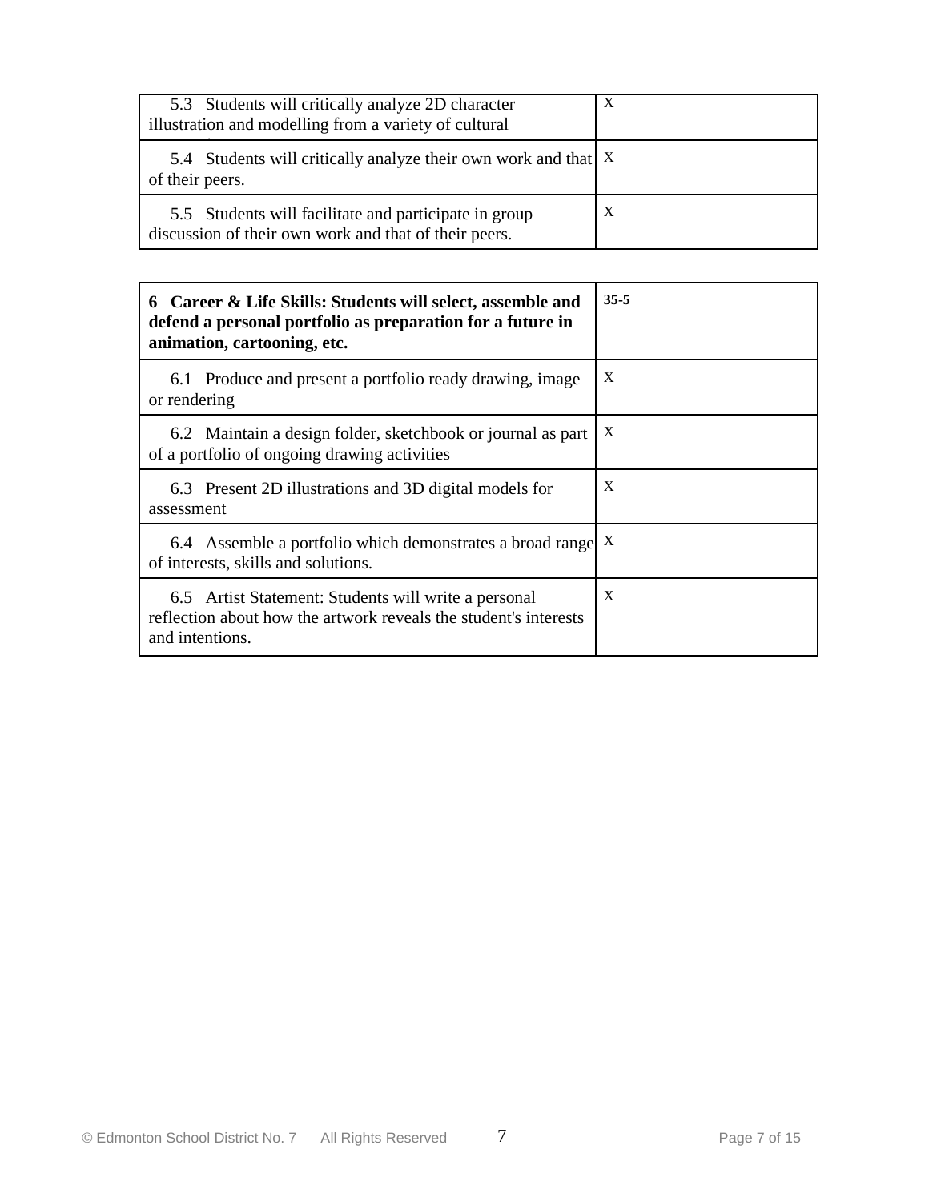| | |
|---|---|
| 5.3 Students will critically analyze 2D character illustration and modelling from a variety of cultural | X |
| 5.4 Students will critically analyze their own work and that of their peers. | X |
| 5.5 Students will facilitate and participate in group discussion of their own work and that of their peers. | X |

| **6 Career & Life Skills: Students will select, assemble and defend a personal portfolio as preparation for a future in animation, cartooning, etc.** | **35-5** |
|---|---|
| 6.1 Produce and present a portfolio ready drawing, image or rendering | X |
| 6.2 Maintain a design folder, sketchbook or journal as part of a portfolio of ongoing drawing activities | X |
| 6.3 Present 2D illustrations and 3D digital models for assessment | X |
| 6.4 Assemble a portfolio which demonstrates a broad range of interests, skills and solutions. | X |
| 6.5 Artist Statement: Students will write a personal reflection about how the artwork reveals the student's interests and intentions. | X |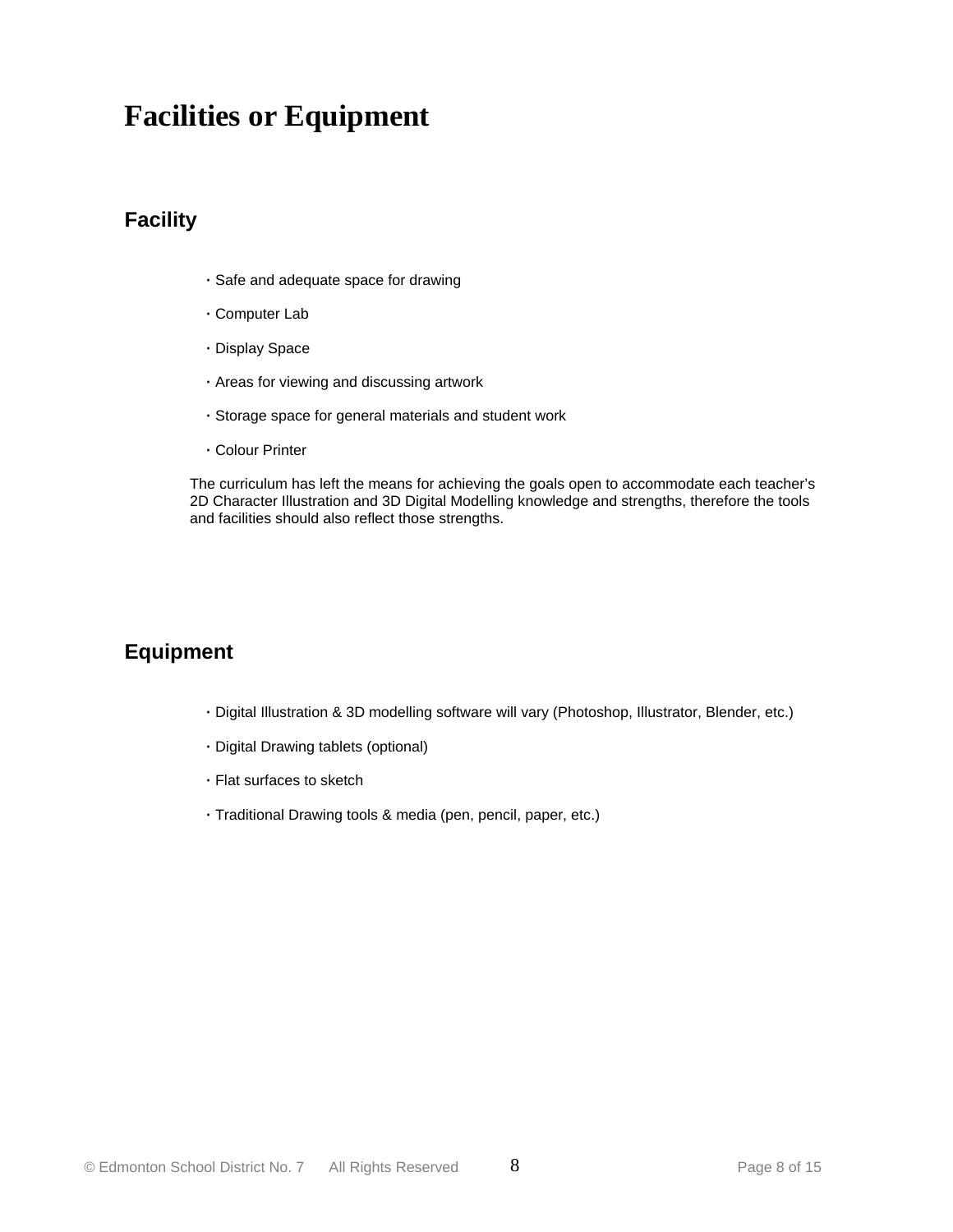# Facilities or Equipment

## Facility

- Safe and adequate space for drawing
- Computer Lab
- Display Space
- Areas for viewing and discussing artwork
- Storage space for general materials and student work
- Colour Printer

The curriculum has left the means for achieving the goals open to accommodate each teacher's 2D Character Illustration and 3D Digital Modelling knowledge and strengths, therefore the tools and facilities should also reflect those strengths.

## Equipment

- Digital Illustration & 3D modelling software will vary (Photoshop, Illustrator, Blender, etc.)
- Digital Drawing tablets (optional)
- Flat surfaces to sketch
- Traditional Drawing tools & media (pen, pencil, paper, etc.)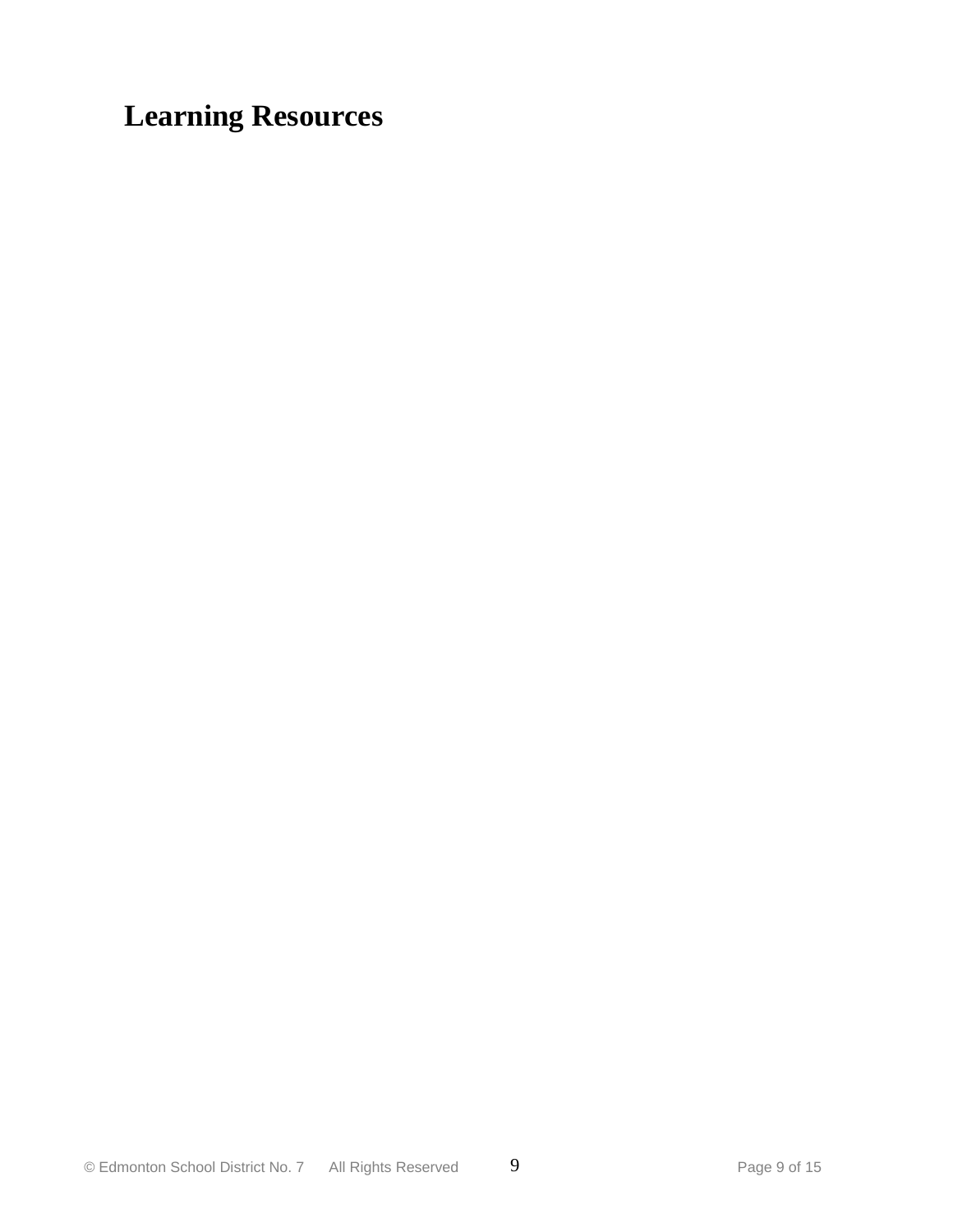# Learning Resources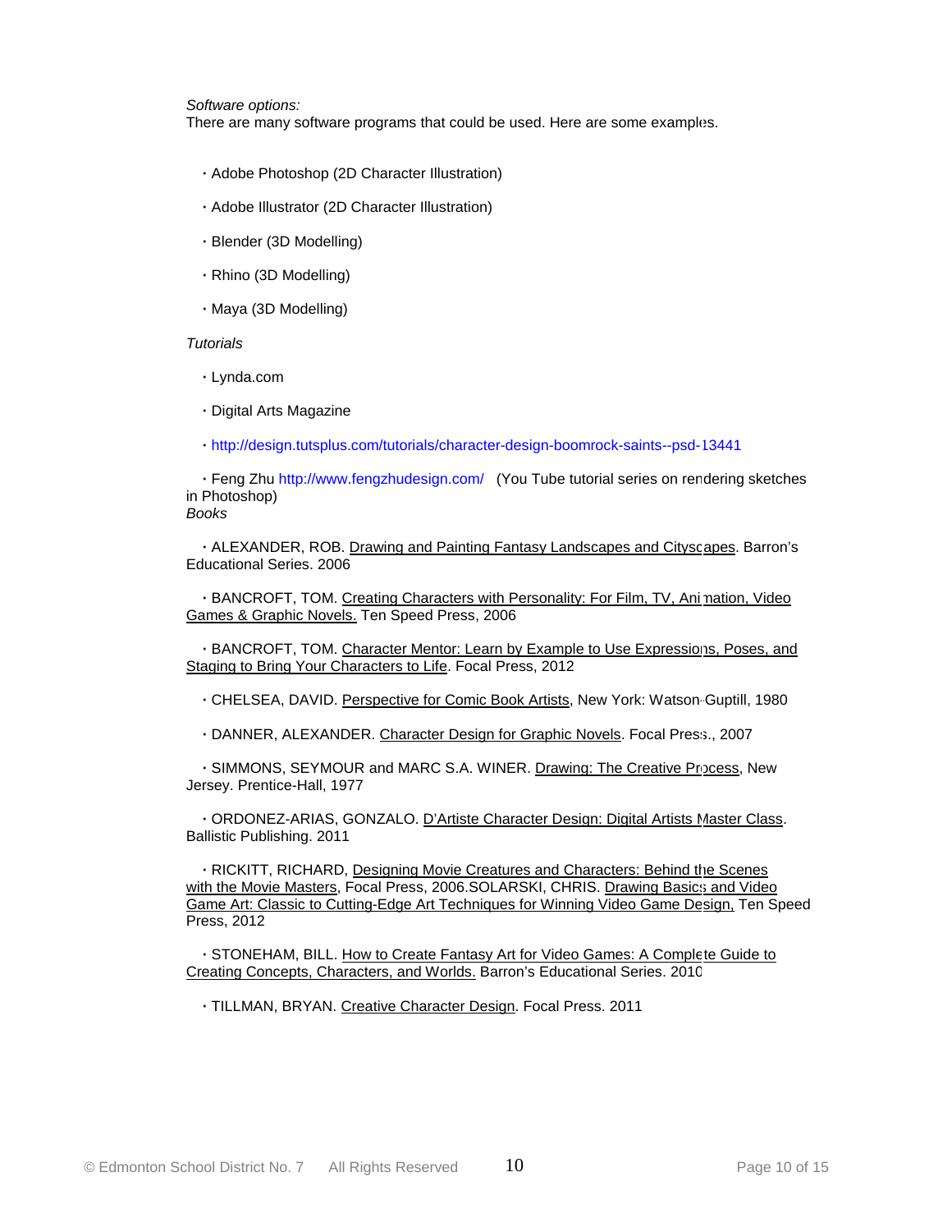*Software options:*
There are many software programs that could be used. Here are some examples.

- Adobe Photoshop (2D Character Illustration)
- Adobe Illustrator (2D Character Illustration)
- Blender (3D Modelling)
- Rhino (3D Modelling)
- Maya (3D Modelling)

*Tutorials*

- Lynda.com
- Digital Arts Magazine
- http://design.tutsplus.com/tutorials/character-design-boomrock-saints--psd-13441
- Feng Zhu http://www.fengzhudesign.com/ (You Tube tutorial series on rendering sketches in Photoshop)

*Books*

- ALEXANDER, ROB. Drawing and Painting Fantasy Landscapes and Cityscapes. Barron's Educational Series. 2006
- BANCROFT, TOM. Creating Characters with Personality: For Film, TV, Animation, Video Games & Graphic Novels. Ten Speed Press, 2006
- BANCROFT, TOM. Character Mentor: Learn by Example to Use Expressions, Poses, and Staging to Bring Your Characters to Life. Focal Press, 2012
- CHELSEA, DAVID. Perspective for Comic Book Artists, New York: Watson-Guptill, 1980
- DANNER, ALEXANDER. Character Design for Graphic Novels. Focal Press., 2007
- SIMMONS, SEYMOUR and MARC S.A. WINER. Drawing: The Creative Process, New Jersey. Prentice-Hall, 1977
- ORDONEZ-ARIAS, GONZALO. D'Artiste Character Design: Digital Artists Master Class. Ballistic Publishing. 2011
- RICKITT, RICHARD, Designing Movie Creatures and Characters: Behind the Scenes with the Movie Masters, Focal Press, 2006.SOLARSKI, CHRIS. Drawing Basics and Video Game Art: Classic to Cutting-Edge Art Techniques for Winning Video Game Design, Ten Speed Press, 2012
- STONEHAM, BILL. How to Create Fantasy Art for Video Games: A Complete Guide to Creating Concepts, Characters, and Worlds. Barron's Educational Series. 2010
- TILLMAN, BRYAN. Creative Character Design. Focal Press. 2011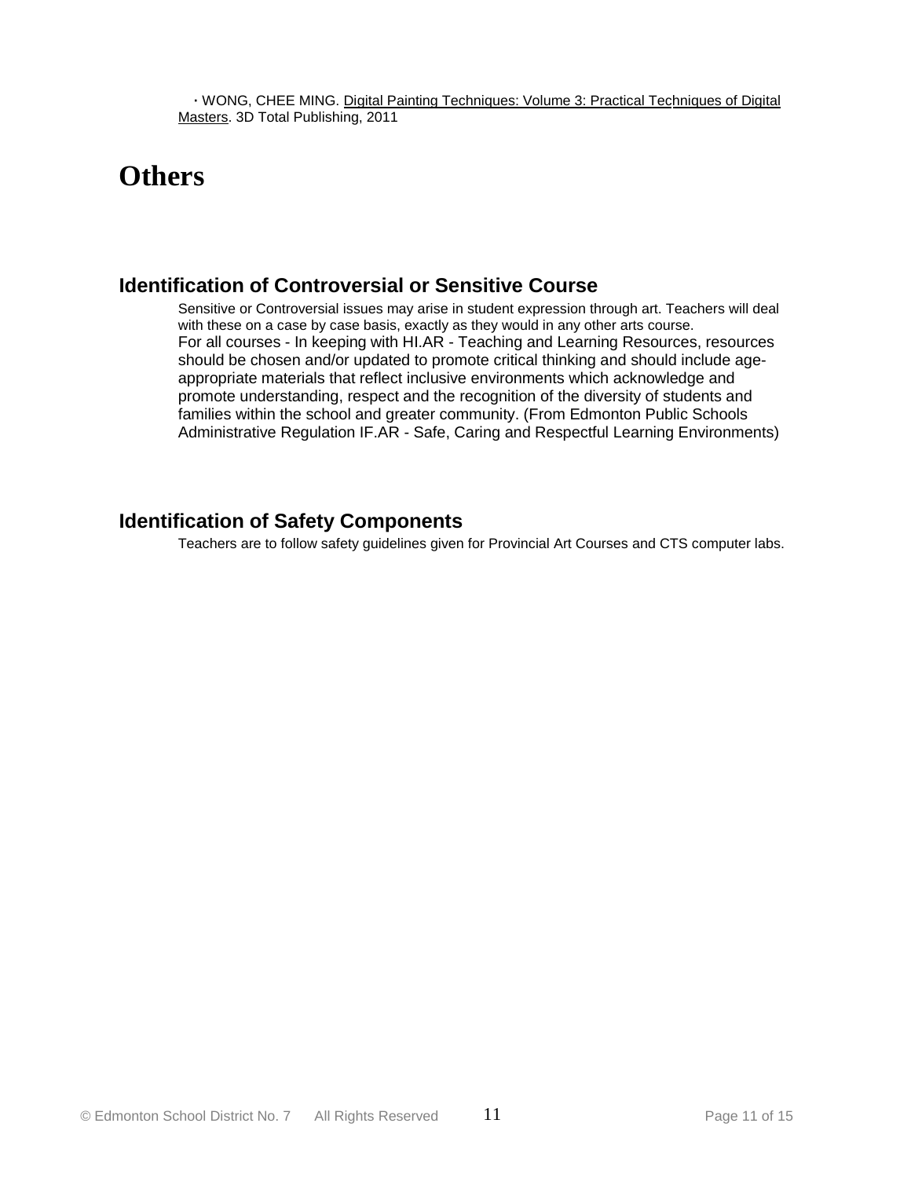- WONG, CHEE MING. Digital Painting Techniques: Volume 3: Practical Techniques of Digital Masters. 3D Total Publishing, 2011

# Others

## Identification of Controversial or Sensitive Course

Sensitive or Controversial issues may arise in student expression through art. Teachers will deal with these on a case by case basis, exactly as they would in any other arts course.

For all courses - In keeping with HI.AR - Teaching and Learning Resources, resources should be chosen and/or updated to promote critical thinking and should include age-appropriate materials that reflect inclusive environments which acknowledge and promote understanding, respect and the recognition of the diversity of students and families within the school and greater community. (From Edmonton Public Schools Administrative Regulation IF.AR - Safe, Caring and Respectful Learning Environments)

## Identification of Safety Components

Teachers are to follow safety guidelines given for Provincial Art Courses and CTS computer labs.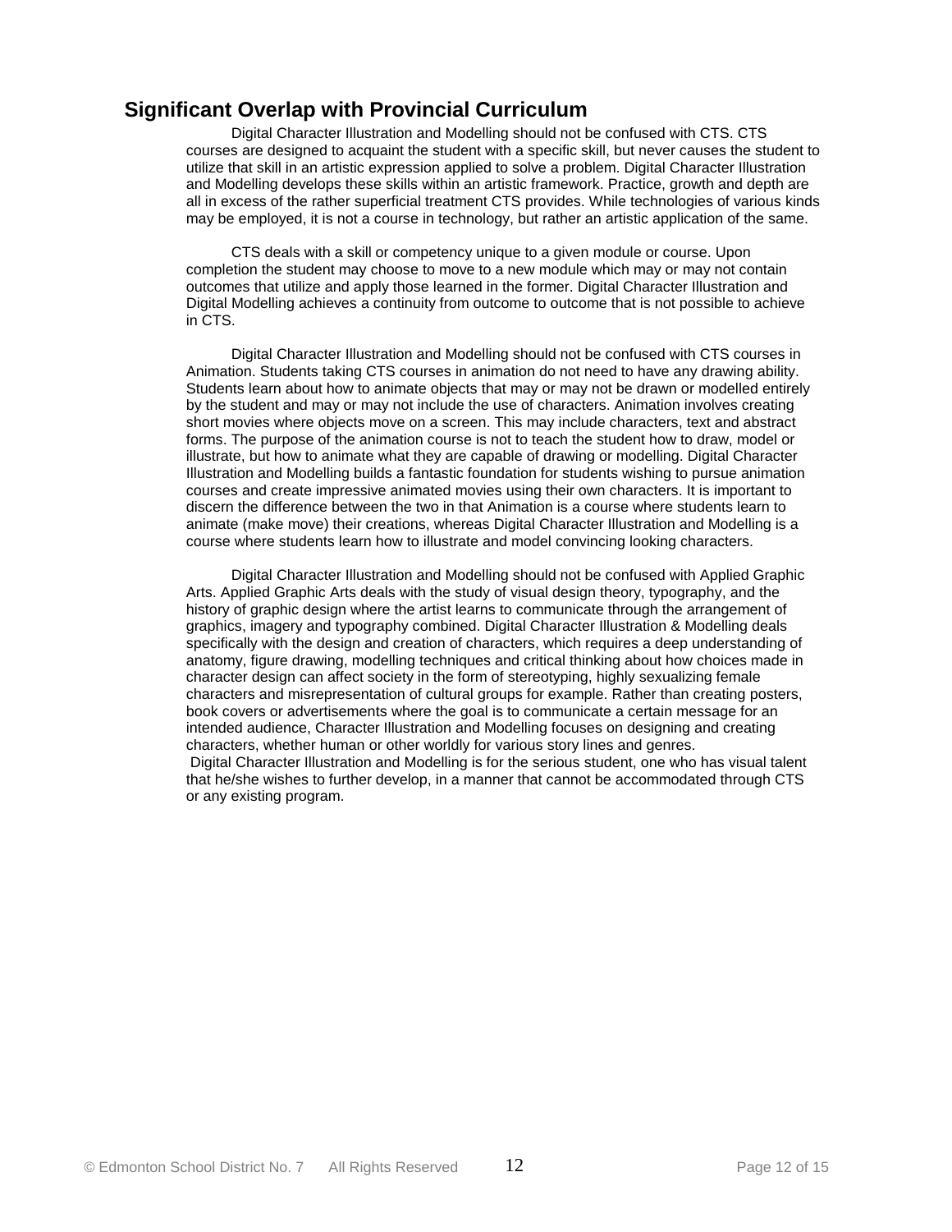## Significant Overlap with Provincial Curriculum

Digital Character Illustration and Modelling should not be confused with CTS. CTS courses are designed to acquaint the student with a specific skill, but never causes the student to utilize that skill in an artistic expression applied to solve a problem. Digital Character Illustration and Modelling develops these skills within an artistic framework. Practice, growth and depth are all in excess of the rather superficial treatment CTS provides. While technologies of various kinds may be employed, it is not a course in technology, but rather an artistic application of the same.

CTS deals with a skill or competency unique to a given module or course. Upon completion the student may choose to move to a new module which may or may not contain outcomes that utilize and apply those learned in the former. Digital Character Illustration and Digital Modelling achieves a continuity from outcome to outcome that is not possible to achieve in CTS.

Digital Character Illustration and Modelling should not be confused with CTS courses in Animation. Students taking CTS courses in animation do not need to have any drawing ability. Students learn about how to animate objects that may or may not be drawn or modelled entirely by the student and may or may not include the use of characters. Animation involves creating short movies where objects move on a screen. This may include characters, text and abstract forms. The purpose of the animation course is not to teach the student how to draw, model or illustrate, but how to animate what they are capable of drawing or modelling. Digital Character Illustration and Modelling builds a fantastic foundation for students wishing to pursue animation courses and create impressive animated movies using their own characters. It is important to discern the difference between the two in that Animation is a course where students learn to animate (make move) their creations, whereas Digital Character Illustration and Modelling is a course where students learn how to illustrate and model convincing looking characters.

Digital Character Illustration and Modelling should not be confused with Applied Graphic Arts. Applied Graphic Arts deals with the study of visual design theory, typography, and the history of graphic design where the artist learns to communicate through the arrangement of graphics, imagery and typography combined. Digital Character Illustration & Modelling deals specifically with the design and creation of characters, which requires a deep understanding of anatomy, figure drawing, modelling techniques and critical thinking about how choices made in character design can affect society in the form of stereotyping, highly sexualizing female characters and misrepresentation of cultural groups for example. Rather than creating posters, book covers or advertisements where the goal is to communicate a certain message for an intended audience, Character Illustration and Modelling focuses on designing and creating characters, whether human or other worldly for various story lines and genres.

Digital Character Illustration and Modelling is for the serious student, one who has visual talent that he/she wishes to further develop, in a manner that cannot be accommodated through CTS or any existing program.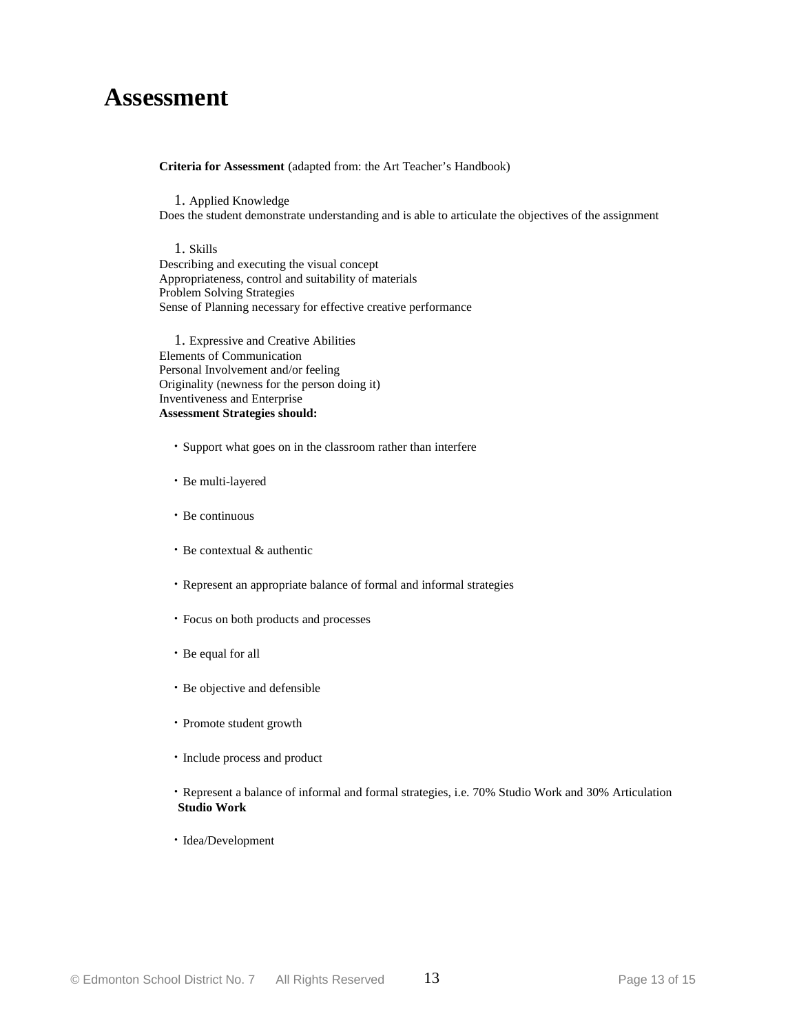# Assessment

**Criteria for Assessment** (adapted from: the Art Teacher's Handbook)

1. Applied Knowledge

Does the student demonstrate understanding and is able to articulate the objectives of the assignment

1. Skills

Describing and executing the visual concept
Appropriateness, control and suitability of materials
Problem Solving Strategies
Sense of Planning necessary for effective creative performance

1. Expressive and Creative Abilities

Elements of Communication
Personal Involvement and/or feeling
Originality (newness for the person doing it)
Inventiveness and Enterprise

**Assessment Strategies should:**

- Support what goes on in the classroom rather than interfere
- Be multi-layered
- Be continuous
- Be contextual & authentic
- Represent an appropriate balance of formal and informal strategies
- Focus on both products and processes
- Be equal for all
- Be objective and defensible
- Promote student growth
- Include process and product
- Represent a balance of informal and formal strategies, i.e. 70% Studio Work and 30% Articulation

**Studio Work**

- Idea/Development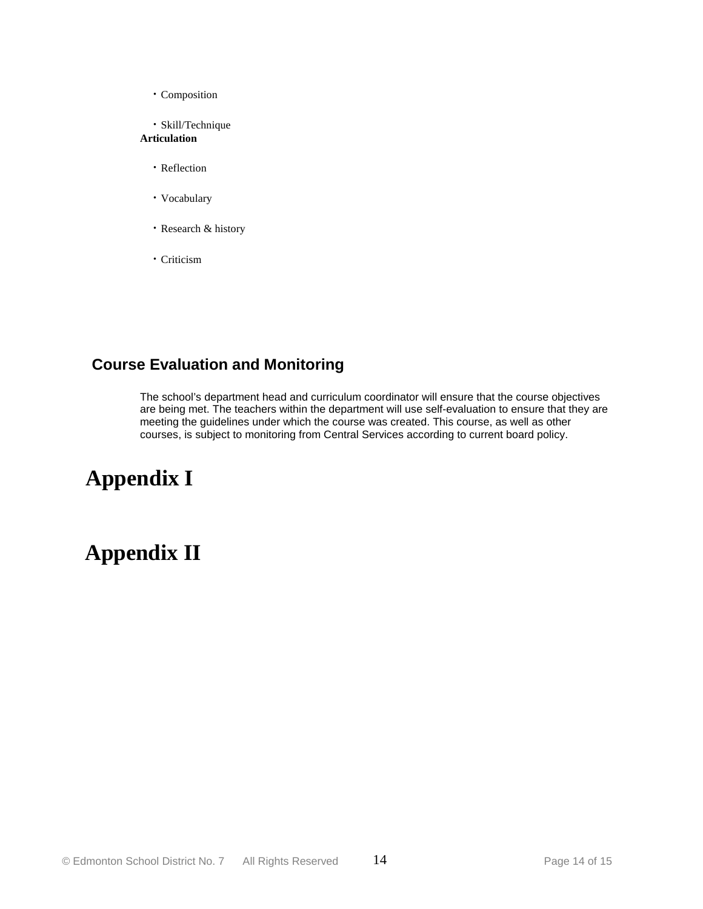- Composition
- Skill/Technique

**Articulation**

- Reflection
- Vocabulary
- Research & history
- Criticism

## Course Evaluation and Monitoring

The school's department head and curriculum coordinator will ensure that the course objectives are being met. The teachers within the department will use self-evaluation to ensure that they are meeting the guidelines under which the course was created. This course, as well as other courses, is subject to monitoring from Central Services according to current board policy.

# Appendix I

# Appendix II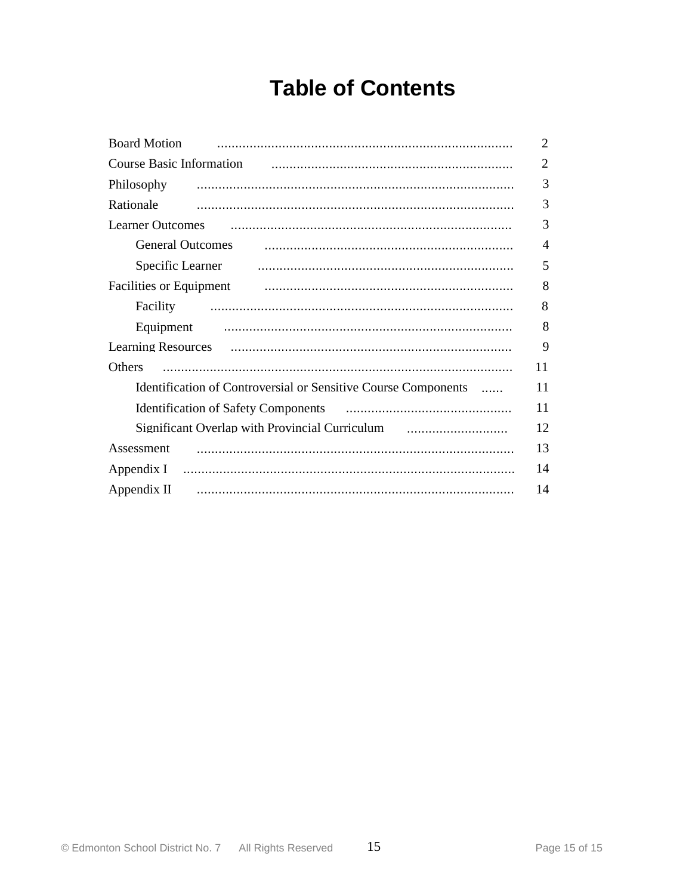# Table of Contents

| | |
|---|---|
| Board Motion | 2 |
| Course Basic Information | 2 |
| Philosophy | 3 |
| Rationale | 3 |
| Learner Outcomes | 3 |
| General Outcomes | 4 |
| Specific Learner | 5 |
| Facilities or Equipment | 8 |
| Facility | 8 |
| Equipment | 8 |
| Learning Resources | 9 |
| Others | 11 |
| Identification of Controversial or Sensitive Course Components | 11 |
| Identification of Safety Components | 11 |
| Significant Overlap with Provincial Curriculum | 12 |
| Assessment | 13 |
| Appendix I | 14 |
| Appendix II | 14 |